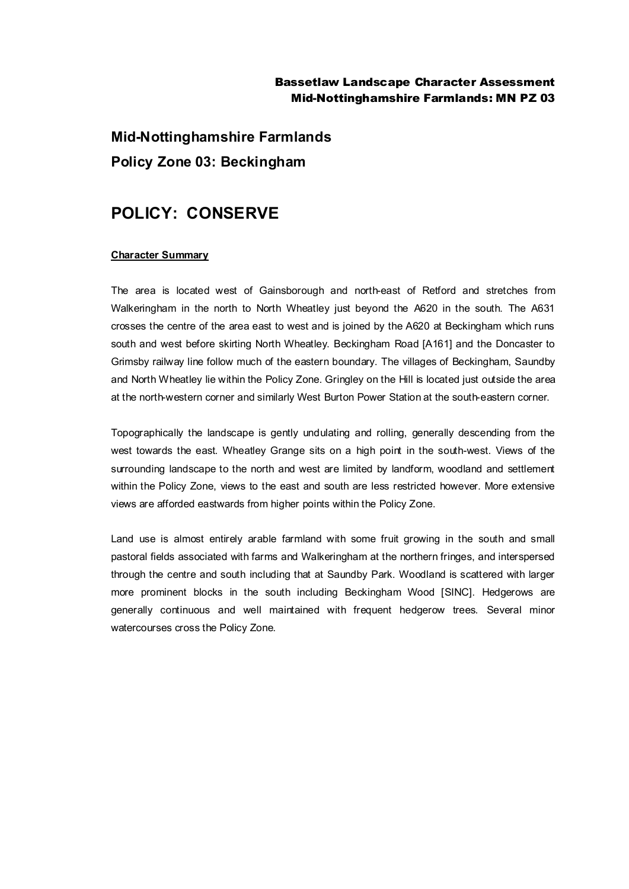## Mid-Nottinghamshire Farmlands

## Policy Zone 03: Beckingham

# POLICY: CONSERVE

**Character Summary**

The area is located west of Gainsborough and north-east of Retford and stretches from Walkeringham in the north to North Wheatley just beyond the A620 in the south. The A631 crosses the centre of the area east to west and is joined by the A620 at Beckingham which runs south and west before skirting North Wheatley. Beckingham Road [A161] and the Doncaster to Grimsby railway line follow much of the eastern boundary. The villages of Beckingham, Saundby and North Wheatley lie within the Policy Zone. Gringley on the Hill is located just outside the area at the north-western corner and similarly West Burton Power Station at the south-eastern corner.

Topographically the landscape is gently undulating and rolling, generally descending from the west towards the east. Wheatley Grange sits on a high point in the south-west. Views of the surrounding landscape to the north and west are limited by landform, woodland and settlement within the Policy Zone, views to the east and south are less restricted however. More extensive views are afforded eastwards from higher points within the Policy Zone.

Land use is almost entirely arable farmland with some fruit growing in the south and small pastoral fields associated with farms and Walkeringham at the northern fringes, and interspersed through the centre and south including that at Saundby Park. Woodland is scattered with larger more prominent blocks in the south including Beckingham Wood [SINC]. Hedgerows are generally continuous and well maintained with frequent hedgerow trees. Several minor watercourses cross the Policy Zone.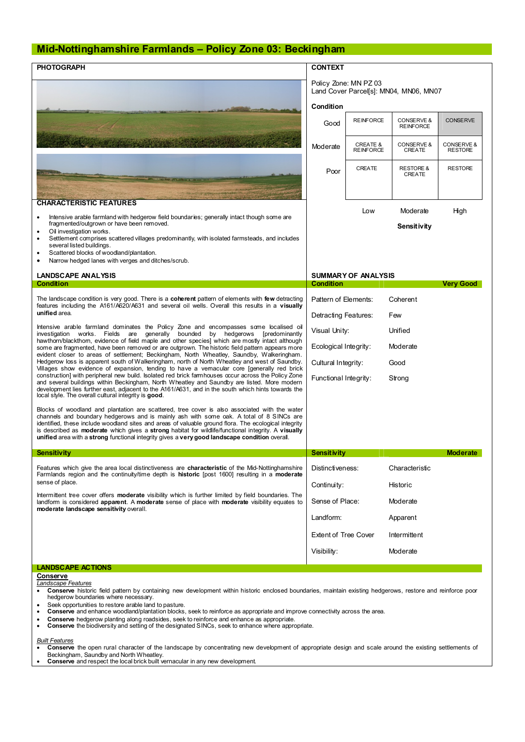# Mid-Nottinghamshire Farmlands – Policy Zone 03: Beckingham

## PHOTOGRAPH

## CHARACTERISTIC FEATURES

- Intensive arable farmland with hedgerow field boundaries; generally intact though some are fragmented/outgrown or have been removed.
- Oil investigation works.
- Settlement comprises scattered villages predominantly, with isolated farmsteads, and includes several listed buildings.
- Scattered blocks of woodland/plantation.
- Narrow hedged lanes with verges and ditches/scrub.

## CONTEXT

Policy Zone: MN PZ 03
Land Cover Parcel[s]: MN04, MN06, MN07

**Condition**

| | | | |
|---|---|---|---|
| Good | REINFORCE | CONSERVE & REINFORCE | CONSERVE |
| Moderate | CREATE & REINFORCE | CONSERVE & CREATE | CONSERVE & RESTORE |
| Poor | CREATE | RESTORE & CREATE | RESTORE |
| | Low | Moderate | High |

**Sensitivity**

## LANDSCAPE ANALYSIS

### Condition

The landscape condition is very good. There is a **coherent** pattern of elements with **few** detracting features including the A161/A620/A631 and several oil wells. Overall this results in a **visually unified** area.

Intensive arable farmland dominates the Policy Zone and encompasses some localised oil investigation works. Fields are generally bounded by hedgerows [predominantly hawthorn/blackthorn, evidence of field maple and other species] which are mostly intact although some are fragmented, have been removed or are outgrown. The historic field pattern appears more evident closer to areas of settlement; Beckingham, North Wheatley, Saundby, Walkeringham. Hedgerow loss is apparent south of Walkeringham, north of North Wheatley and west of Saundby. Villages show evidence of expansion, tending to have a vernacular core [generally red brick construction] with peripheral new build. Isolated red brick farmhouses occur across the Policy Zone and several buildings within Beckingham, North Wheatley and Saundby are listed. More modern development lies further east, adjacent to the A161/A631, and in the south which hints towards the local style. The overall cultural integrity is **good**.

Blocks of woodland and plantation are scattered, tree cover is also associated with the water channels and boundary hedgerows and is mainly ash with some oak. A total of 8 SINCs are identified, these include woodland sites and areas of valuable ground flora. The ecological integrity is described as **moderate** which gives a **strong** habitat for wildlife/functional integrity. A **visually unified** area with a **strong** functional integrity gives a **very good landscape condition** overall.

## SUMMARY OF ANALYSIS

**Condition — Very Good**

| | |
|---|---|
| Pattern of Elements: | Coherent |
| Detracting Features: | Few |
| Visual Unity: | Unified |
| Ecological Integrity: | Moderate |
| Cultural Integrity: | Good |
| Functional Integrity: | Strong |

### Sensitivity

Features which give the area local distinctiveness are **characteristic** of the Mid-Nottinghamshire Farmlands region and the continuity/time depth is **historic** [post 1600] resulting in a **moderate** sense of place.

Intermittent tree cover offers **moderate** visibility which is further limited by field boundaries. The landform is considered **apparent**. A **moderate** sense of place with **moderate** visibility equates to **moderate landscape sensitivity** overall.

**Sensitivity — Moderate**

| | |
|---|---|
| Distinctiveness: | Characteristic |
| Continuity: | Historic |
| Sense of Place: | Moderate |
| Landform: | Apparent |
| Extent of Tree Cover | Intermittent |
| Visibility: | Moderate |

## LANDSCAPE ACTIONS

### Conserve

*Landscape Features*

- **Conserve** historic field pattern by containing new development within historic enclosed boundaries, maintain existing hedgerows, restore and reinforce poor hedgerow boundaries where necessary.
- Seek opportunities to restore arable land to pasture.
- **Conserve** and enhance woodland/plantation blocks, seek to reinforce as appropriate and improve connectivity across the area.
- **Conserve** hedgerow planting along roadsides, seek to reinforce and enhance as appropriate.
- **Conserve** the biodiversity and setting of the designated SINCs, seek to enhance where appropriate.

*Built Features*

- **Conserve** the open rural character of the landscape by concentrating new development of appropriate design and scale around the existing settlements of Beckingham, Saundby and North Wheatley.
- **Conserve** and respect the local brick built vernacular in any new development.